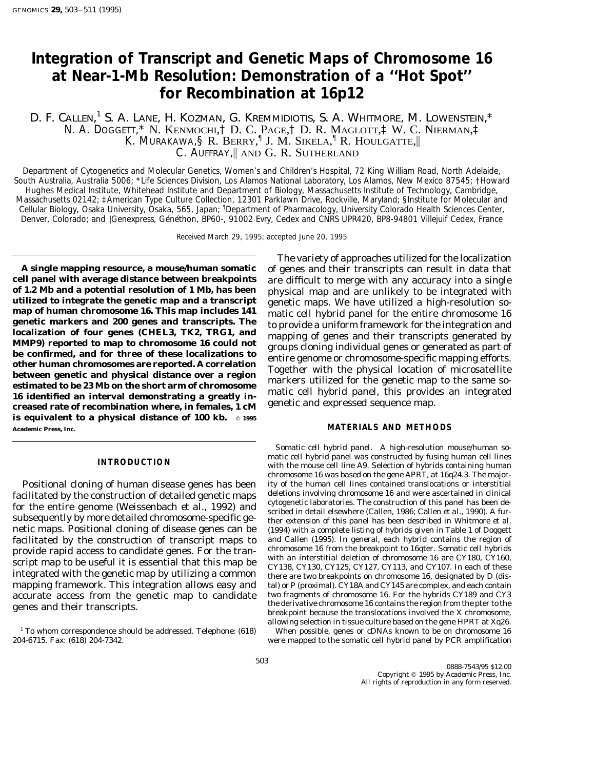# Integration of Transcript and Genetic Maps of Chromosome 16 at Near-1-Mb Resolution: Demonstration of a "Hot Spot" for Recombination at 16p12

D. F. Callen,[1] S. A. Lane, H. Kozman, G. Kremmidiotis, S. A. Whitmore, M. Lowenstein,* N. A. Doggett,* N. Kenmochi,† D. C. Page,† D. R. Maglott,‡ W. C. Nierman,‡ K. Murakawa,§ R. Berry,¶ J. M. Sikela,¶ R. Houlgatte,‖ C. Auffray,‖ and G. R. Sutherland

Department of Cytogenetics and Molecular Genetics, Women's and Children's Hospital, 72 King William Road, North Adelaide, South Australia, Australia 5006; *Life Sciences Division, Los Alamos National Laboratory, Los Alamos, New Mexico 87545; †Howard Hughes Medical Institute, Whitehead Institute and Department of Biology, Massachusetts Institute of Technology, Cambridge, Massachusetts 02142; ‡American Type Culture Collection, 12301 Parklawn Drive, Rockville, Maryland; §Institute for Molecular and Cellular Biology, Osaka University, Osaka, 565, Japan; ¶Department of Pharmacology, University Colorado Health Sciences Center, Denver, Colorado; and ‖Genexpress, Généthon, BP60-, 91002 Evry, Cedex and CNRS UPR420, BP8-94801 Villejuif Cedex, France

Received March 29, 1995; accepted June 20, 1995

**A single mapping resource, a mouse/human somatic cell panel with average distance between breakpoints of 1.2 Mb and a potential resolution of 1 Mb, has been utilized to integrate the genetic map and a transcript map of human chromosome 16. This map includes 141 genetic markers and 200 genes and transcripts. The localization of four genes (CHEL3, TK2, TRG1, and MMP9) reported to map to chromosome 16 could not be confirmed, and for three of these localizations to other human chromosomes are reported. A correlation between genetic and physical distance over a region estimated to be 23 Mb on the short arm of chromosome 16 identified an interval demonstrating a greatly increased rate of recombination where, in females, 1 cM is equivalent to a physical distance of 100 kb.** © 1995 Academic Press, Inc.

## INTRODUCTION

Positional cloning of human disease genes has been facilitated by the construction of detailed genetic maps for the entire genome (Weissenbach *et al.*, 1992) and subsequently by more detailed chromosome-specific genetic maps. Positional cloning of disease genes can be facilitated by the construction of transcript maps to provide rapid access to candidate genes. For the transcript map to be useful it is essential that this map be integrated with the genetic map by utilizing a common mapping framework. This integration allows easy and accurate access from the genetic map to candidate genes and their transcripts.

The variety of approaches utilized for the localization of genes and their transcripts can result in data that are difficult to merge with any accuracy into a single physical map and are unlikely to be integrated with genetic maps. We have utilized a high-resolution somatic cell hybrid panel for the entire chromosome 16 to provide a uniform framework for the integration and mapping of genes and their transcripts generated by groups cloning individual genes or generated as part of entire genome or chromosome-specific mapping efforts. Together with the physical location of microsatellite markers utilized for the genetic map to the same somatic cell hybrid panel, this provides an integrated genetic and expressed sequence map.

## MATERIALS AND METHODS

*Somatic cell hybrid panel.* A high-resolution mouse/human somatic cell hybrid panel was constructed by fusing human cell lines with the mouse cell line A9. Selection of hybrids containing human chromosome 16 was based on the gene APRT, at 16q24.3. The majority of the human cell lines contained translocations or interstitial deletions involving chromosome 16 and were ascertained in clinical cytogenetic laboratories. The construction of this panel has been described in detail elsewhere (Callen, 1986; Callen *et al.*, 1990). A further extension of this panel has been described in Whitmore *et al.* (1994) with a complete listing of hybrids given in Table 1 of Doggett and Callen (1995). In general, each hybrid contains the region of chromosome 16 from the breakpoint to 16qter. Somatic cell hybrids with an interstitial deletion of chromosome 16 are CY180, CY160, CY138, CY130, CY125, CY127, CY113, and CY107. In each of these there are two breakpoints on chromosome 16, designated by D (distal) or P (proximal). CY18A and CY145 are complex, and each contain two fragments of chromosome 16. For the hybrids CY189 and CY3 the derivative chromosome 16 contains the region from the pter to the breakpoint because the translocations involved the X chromosome, allowing selection in tissue culture based on the gene HPRT at Xq26.

When possible, genes or cDNAs known to be on chromosome 16 were mapped to the somatic cell hybrid panel by PCR amplification

[1] To whom correspondence should be addressed. Telephone: (618) 204-6715. Fax: (618) 204-7342.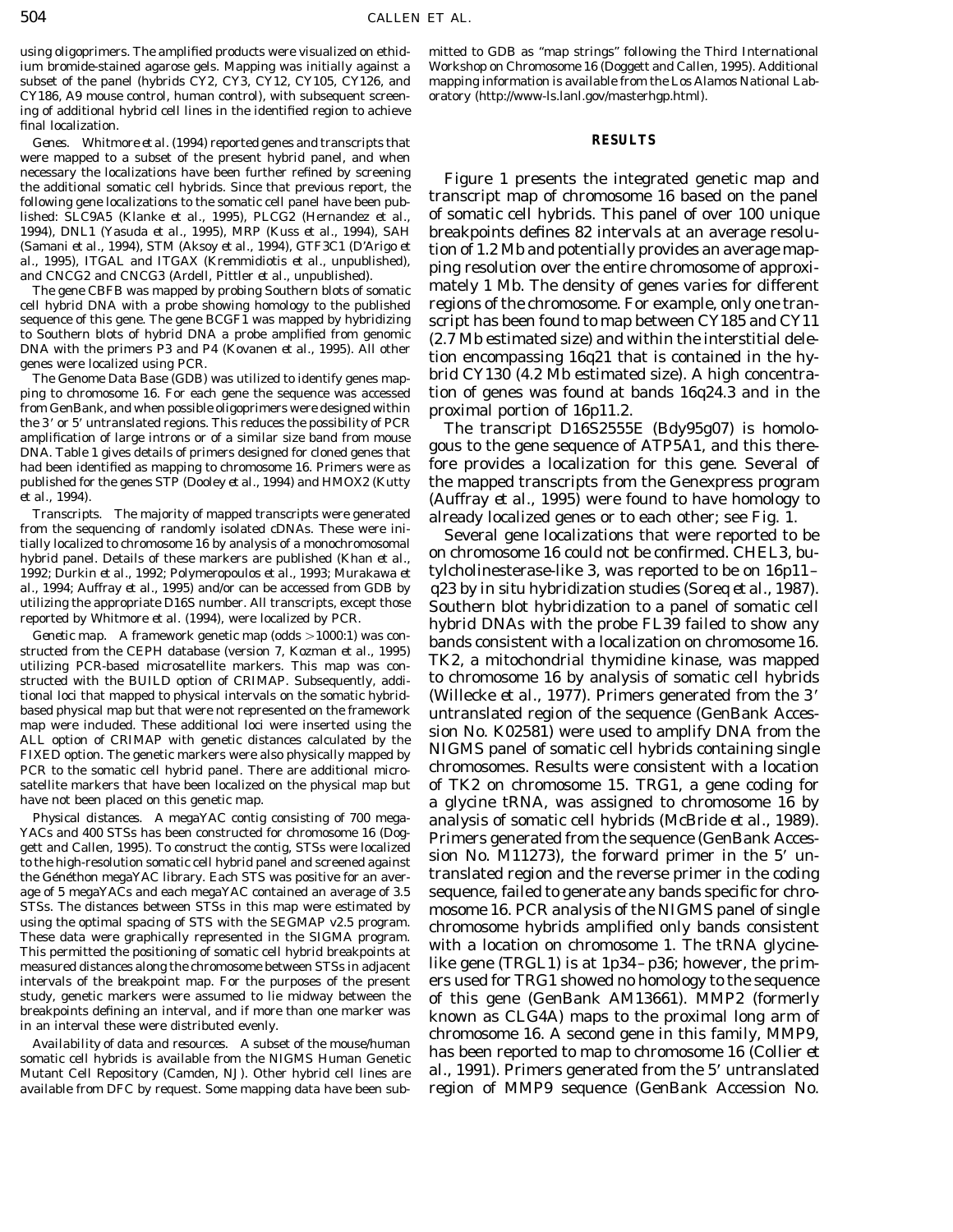using oligoprimers. The amplified products were visualized on ethidium bromide-stained agarose gels. Mapping was initially against a subset of the panel (hybrids CY2, CY3, CY12, CY105, CY126, and CY186, A9 mouse control, human control), with subsequent screening of additional hybrid cell lines in the identified region to achieve final localization.

*Genes.* Whitmore *et al.* (1994) reported genes and transcripts that were mapped to a subset of the present hybrid panel, and when necessary the localizations have been further refined by screening the additional somatic cell hybrids. Since that previous report, the following gene localizations to the somatic cell panel have been published: SLC9A5 (Klanke *et al.*, 1995), PLCG2 (Hernandez *et al.*, 1994), DNL1 (Yasuda *et al.*, 1995), MRP (Kuss *et al.*, 1994), SAH (Samani *et al.*, 1994), STM (Aksoy *et al.*, 1994), GTF3C1 (D'Arigo *et al.*, 1995), ITGAL and ITGAX (Kremmidiotis *et al.*, unpublished), and CNCG2 and CNCG3 (Ardell, Pittler *et al.*, unpublished).

The gene CBFB was mapped by probing Southern blots of somatic cell hybrid DNA with a probe showing homology to the published sequence of this gene. The gene BCGF1 was mapped by hybridizing to Southern blots of hybrid DNA a probe amplified from genomic DNA with the primers P3 and P4 (Kovanen *et al.*, 1995). All other genes were localized using PCR.

The Genome Data Base (GDB) was utilized to identify genes mapping to chromosome 16. For each gene the sequence was accessed from GenBank, and when possible oligoprimers were designed within the 3′ or 5′ untranslated regions. This reduces the possibility of PCR amplification of large introns or of a similar size band from mouse DNA. Table 1 gives details of primers designed for cloned genes that had been identified as mapping to chromosome 16. Primers were as published for the genes STP (Dooley *et al.*, 1994) and HMOX2 (Kutty *et al.*, 1994).

*Transcripts.* The majority of mapped transcripts were generated from the sequencing of randomly isolated cDNAs. These were initially localized to chromosome 16 by analysis of a monochromosomal hybrid panel. Details of these markers are published (Khan *et al.*, 1992; Durkin *et al.*, 1992; Polymeropoulos *et al.*, 1993; Murakawa *et al.*, 1994; Auffray *et al.*, 1995) and/or can be accessed from GDB by utilizing the appropriate D16S number. All transcripts, except those reported by Whitmore *et al.* (1994), were localized by PCR.

*Genetic map.* A framework genetic map (odds >1000:1) was constructed from the CEPH database (version 7, Kozman *et al.*, 1995) utilizing PCR-based microsatellite markers. This map was constructed with the BUILD option of CRIMAP. Subsequently, additional loci that mapped to physical intervals on the somatic hybrid-based physical map but that were not represented on the framework map were included. These additional loci were inserted using the ALL option of CRIMAP with genetic distances calculated by the FIXED option. The genetic markers were also physically mapped by PCR to the somatic cell hybrid panel. There are additional microsatellite markers that have been localized on the physical map but have not been placed on this genetic map.

*Physical distances.* A megaYAC contig consisting of 700 megaYACs and 400 STSs has been constructed for chromosome 16 (Doggett and Callen, 1995). To construct the contig, STSs were localized to the high-resolution somatic cell hybrid panel and screened against the Généthon megaYAC library. Each STS was positive for an average of 5 megaYACs and each megaYAC contained an average of 3.5 STSs. The distances between STSs in this map were estimated by using the optimal spacing of STS with the SEGMAP v2.5 program. These data were graphically represented in the SIGMA program. This permitted the positioning of somatic cell hybrid breakpoints at measured distances along the chromosome between STSs in adjacent intervals of the breakpoint map. For the purposes of the present study, genetic markers were assumed to lie midway between the breakpoints defining an interval, and if more than one marker was in an interval these were distributed evenly.

*Availability of data and resources.* A subset of the mouse/human somatic cell hybrids is available from the NIGMS Human Genetic Mutant Cell Repository (Camden, NJ). Other hybrid cell lines are available from DFC by request. Some mapping data have been submitted to GDB as "map strings" following the Third International Workshop on Chromosome 16 (Doggett and Callen, 1995). Additional mapping information is available from the Los Alamos National Laboratory (http://www-ls.lanl.gov/masterhgp.html).

## RESULTS

Figure 1 presents the integrated genetic map and transcript map of chromosome 16 based on the panel of somatic cell hybrids. This panel of over 100 unique breakpoints defines 82 intervals at an average resolution of 1.2 Mb and potentially provides an average mapping resolution over the entire chromosome of approximately 1 Mb. The density of genes varies for different regions of the chromosome. For example, only one transcript has been found to map between CY185 and CY11 (2.7 Mb estimated size) and within the interstitial deletion encompassing 16q21 that is contained in the hybrid CY130 (4.2 Mb estimated size). A high concentration of genes was found at bands 16q24.3 and in the proximal portion of 16p11.2.

The transcript D16S2555E (Bdy95g07) is homologous to the gene sequence of ATP5A1, and this therefore provides a localization for this gene. Several of the mapped transcripts from the Genexpress program (Auffray *et al.*, 1995) were found to have homology to already localized genes or to each other; see Fig. 1.

Several gene localizations that were reported to be on chromosome 16 could not be confirmed. CHEL3, butylcholinesterase-like 3, was reported to be on 16p11–q23 by in situ hybridization studies (Soreq *et al.*, 1987). Southern blot hybridization to a panel of somatic cell hybrid DNAs with the probe FL39 failed to show any bands consistent with a localization on chromosome 16. TK2, a mitochondrial thymidine kinase, was mapped to chromosome 16 by analysis of somatic cell hybrids (Willecke *et al.*, 1977). Primers generated from the 3′ untranslated region of the sequence (GenBank Accession No. K02581) were used to amplify DNA from the NIGMS panel of somatic cell hybrids containing single chromosomes. Results were consistent with a location of TK2 on chromosome 15. TRG1, a gene coding for a glycine tRNA, was assigned to chromosome 16 by analysis of somatic cell hybrids (McBride *et al.*, 1989). Primers generated from the sequence (GenBank Accession No. M11273), the forward primer in the 5′ untranslated region and the reverse primer in the coding sequence, failed to generate any bands specific for chromosome 16. PCR analysis of the NIGMS panel of single chromosome hybrids amplified only bands consistent with a location on chromosome 1. The tRNA glycine-like gene (TRGL1) is at 1p34–p36; however, the primers used for TRG1 showed no homology to the sequence of this gene (GenBank AM13661). MMP2 (formerly known as CLG4A) maps to the proximal long arm of chromosome 16. A second gene in this family, MMP9, has been reported to map to chromosome 16 (Collier *et al.*, 1991). Primers generated from the 5′ untranslated region of MMP9 sequence (GenBank Accession No.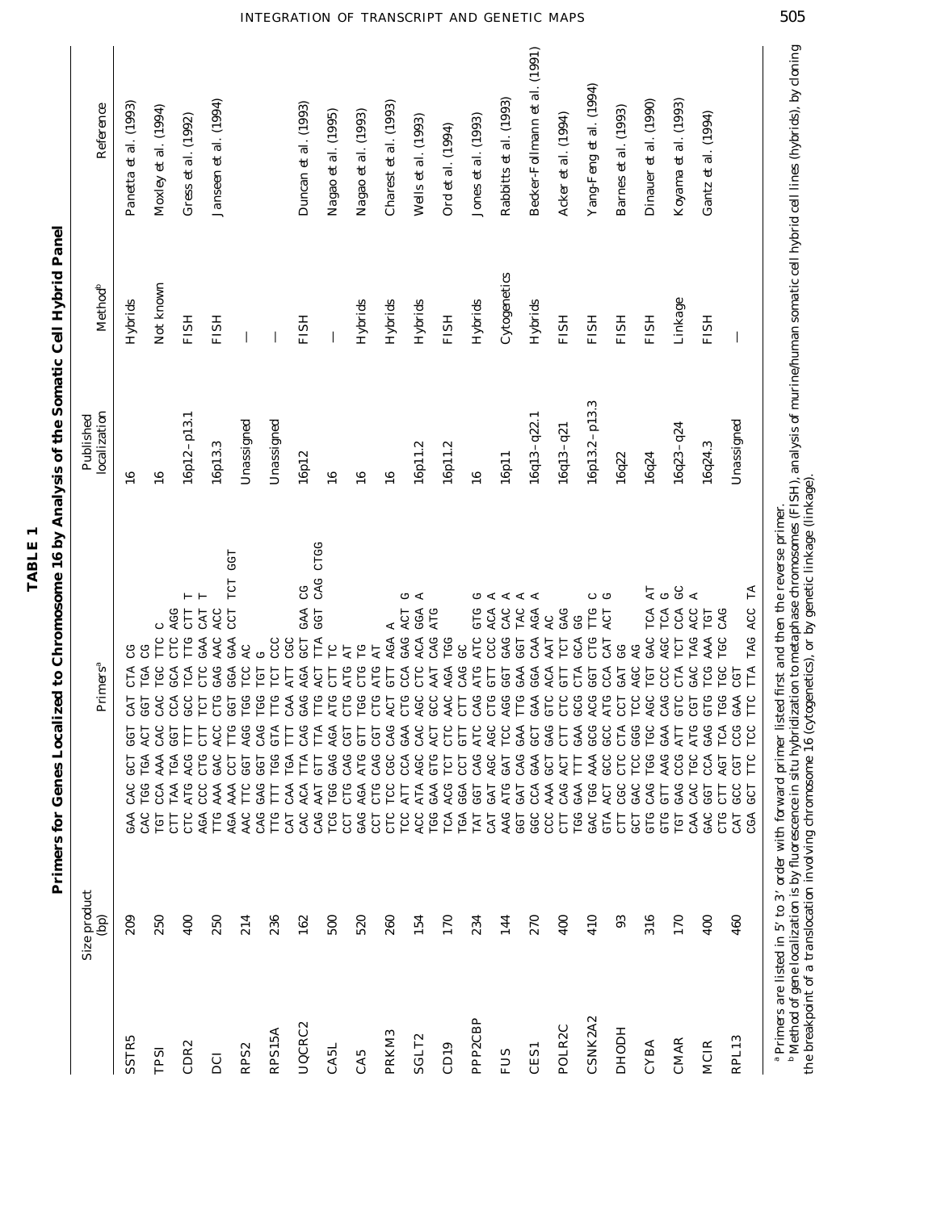**TABLE 1**

**Primers for Genes Localized to Chromosome 16 by Analysis of the Somatic Cell Hybrid Panel**

| | Size product (bp) | Primers[a] | Published localization | Method[b] | Reference |
|---|---|---|---|---|---|
| SSTR5 | 209 | GAA CAC GCT GGT CAT CTA CG<br>CAC TGG TGA ACT GGT TGA CG | 16 | Hybrids | Panetta et al. (1993) |
| TPSI | 250 | TGT CCA AAA CAC CAC TGC TTC C<br>CTT TAA TGA GGT CCA GCA CTC AGG | 16 | Not known | Moxley et al. (1994) |
| CDR2 | 400 | CTC ATG ACG TTT GCC TCA TTG CTT T<br>AGA CCC CTG CTT TCT CTC GAA CAT T | 16p12–p13.1 | FISH | Gress et al. (1992) |
| DCI | 250 | TTG AAA GAC ACC CTG GAG AAC ACC<br>AGA AAA CCT TTG GGT GGA GAA CCT TCT GGT | 16p13.3 | FISH | Janseen et al. (1994) |
| RPS2 | 214 | AAC TTC GGT AGG TGG TCC AC<br>CAG GAG GGT CAG TGG TGT G | Unassigned | — | |
| RPS15A | 236 | TTG TTT TGG GTA TTG TCT CCC<br>CAT CAA TGA TTT CAA ATT CGC | Unassigned | — | |
| UQCRC2 | 162 | CAC ACA TTA CAG GAG AGA GCT GAA CG<br>CAG AAT GTT TTA TTG ACT TTA GGT CAG CTGG | 16p12 | FISH | Duncan et al. (1993) |
| CA5L | 500 | TCG TGG GAG AGA ATG CTT TC<br>CCT CTG CAG CGT CTG ATG AT | 16 | — | Nagao et al. (1995) |
| CA5 | 520 | GAG AGA ATG GTT TGG CTG TG<br>CCT CTG CAG CGT CTG ATG AT | 16 | Hybrids | Nagao et al. (1993) |
| PRKM3 | 260 | CTC TCC CGC CAG ACT GTT AGA A<br>TCC ATT CCA GAA CTG CCA GAG ACT G | 16 | Hybrids | Charest et al. (1993) |
| SGLT2 | 154 | ACC ATA AGC CAC AGC CTC ACA GGA A<br>TGG GAA GTG ACT GCC AAT CAG ATG | 16p11.2 | Hybrids | Wells et al. (1993) |
| CD19 | 170 | TCA ACG TCT CTC AAC AGA TGG<br>TGA GGA CCT GTT CTT CAG GC | 16p11.2 | FISH | Ord et al. (1994) |
| PPP2CBP | 234 | TAT GGT CAG CAG ATC CAG ATG ATC GTG G<br>CAT GAT AGC AGC CTG GTT CCC ACA A | 16 | Hybrids | Jones et al. (1993) |
| FUS | 144 | AAG ATG GAT TCC AGG GGT GAG CAC A<br>GGT GAT CAG GAA TTG GAA GGT TAC A | 16p11 | Cytogenetics | Rabbitts et al. (1993) |
| CES1 | 270 | GGC CCA GAA GCT GAA GGA CAA AGA A<br>CCC AAA GCT GAG GTC ACA AAT AC | 16q13–q22.1 | Hybrids | Becker-Follmann et al. (1991) |
| POLR2C | 400 | CTT CAG ACT CTT CTC GTT TCT GAG<br>TGG GAA TTT GAA GCG CTA GCA GG | 16q13–q21 | FISH | Acker et al. (1994) |
| CSNK2A2 | 410 | GAC TGG AAA GCG ACG GGT CTG TTG C<br>GTA ACT GCC GCC ATG CCA CAT ACT G | 16p13.2–p13.3 | FISH | Yang-Feng et al. (1994) |
| DHODH | 93 | CTT CGC CTC CTA CCT GAT GG<br>GCT GAC TCC GGG TCC AGC AG | 16q22 | FISH | Barnes et al. (1993) |
| CYBA | 316 | GTG CAG TGG TGC AGC TGT GAC TCA AT<br>GTG GTT AAG GAA CAG CCC AGC TCA G | 16q24 | FISH | Dinauer et al. (1990) |
| CMAR | 170 | TGT GAG CCG ATT GTC CTA TCT CCA GC<br>CAA CAC TGC ATG CGT GAC TAG ACC A | 16q23–q24 | Linkage | Koyama et al. (1993) |
| MC1R | 400 | GAC GGT CCA GAG GTG TCG AAA TGT<br>CTG CTT AGT TCA TGG TGC TGC CAG | 16q24.3 | FISH | Gantz et al. (1994) |
| RPL13 | 460 | CAT GCC CGT CCG GAA CGT<br>CGA GCT TTC TCC TTC TTA TAG ACC TA | Unassigned | — | |

[a] Primers are listed in 5′ to 3′ order with forward primer listed first and then the reverse primer.
[b] Method of gene localization is by fluorescence in situ hybridization to metaphase chromosomes (FISH), analysis of murine/human somatic cell hybrid cell lines (hybrids), by cloning the breakpoint of a translocation involving chromosome 16 (cytogenetics), or by genetic linkage (linkage).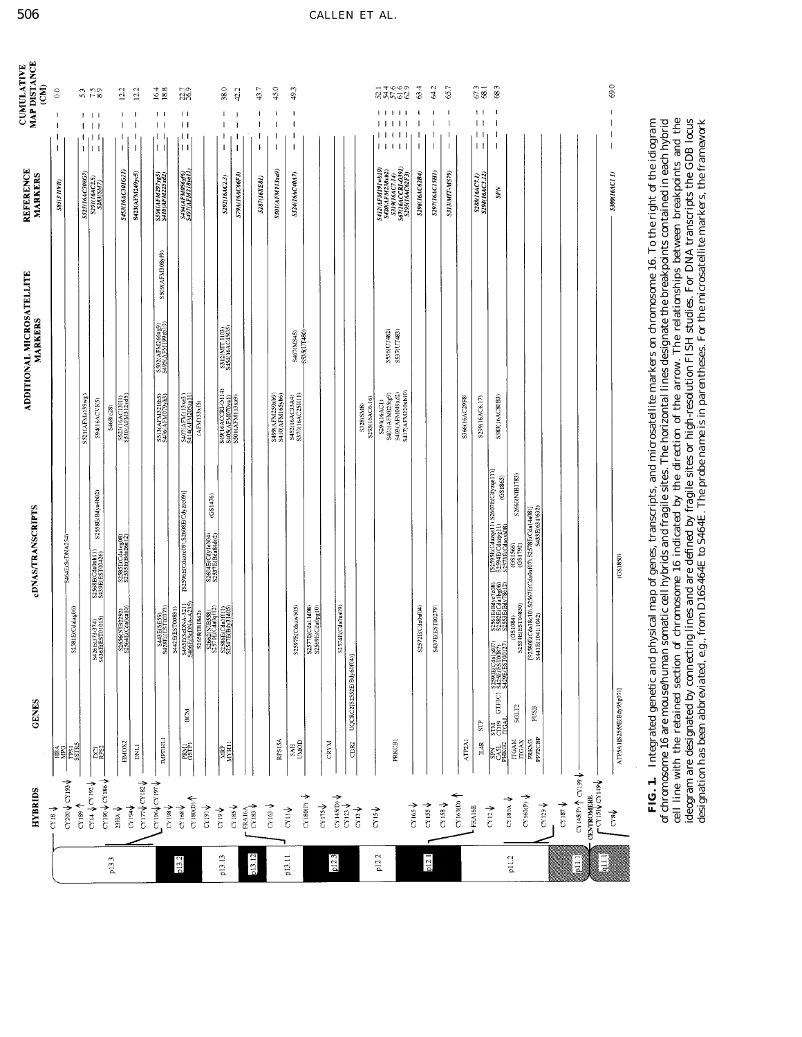**FIG. 1.** Integrated genetic and physical map of genes, transcripts, and microsatellite markers on chromosome 16. To the right of the idiogram of chromosome 16 are mouse/human somatic cell hybrids and fragile sites. The horizontal lines designate the breakpoints contained in each hybrid cell line with the retained section of chromosome 16 indicated by the direction of the arrow. The relationships between breakpoints and the ideogram are designated by connecting lines and are defined by fragile sites or high-resolution FISH studies. For DNA transcripts the GDB locus designation has been abbreviated, e.g., from D16S464E to S464E. The probe name is in parentheses. For the microsatellite markers, the framework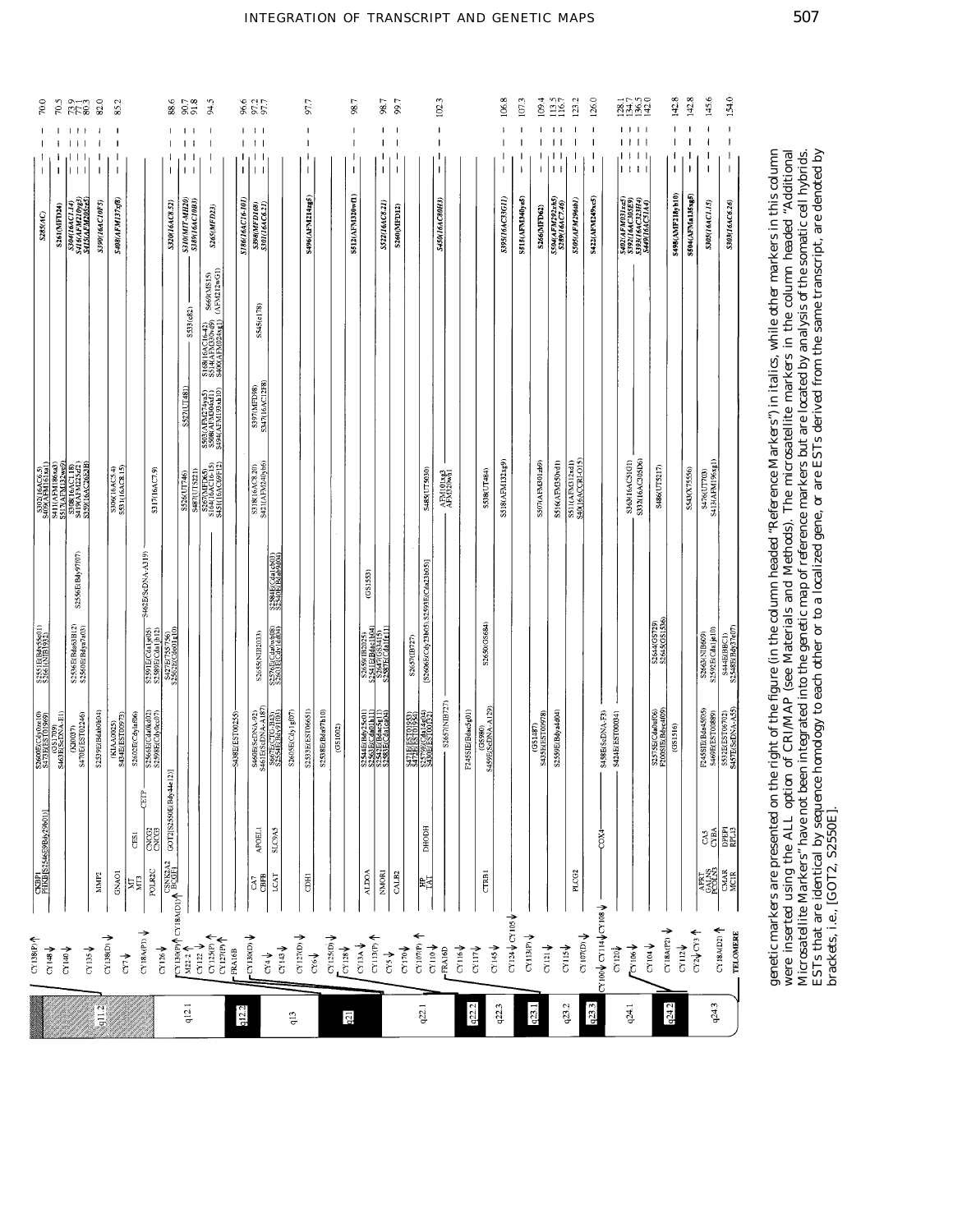genetic markers are presented on the right of the figure (in the column headed "Reference Markers") in italics, while other markers in this column were inserted using the ALL option of CRI/MAP (see Materials and Methods). The microsatellite markers in the column headed "Additional Microsatellite Markers" have not been integrated into the genetic map of reference markers but are located by analysis of the somatic cell hybrids. ESTs that are identical by sequence homology to each other or to a localized gene, or are ESTs derived from the same transcript, are denoted by brackets, i.e., [GOT2, S2550E].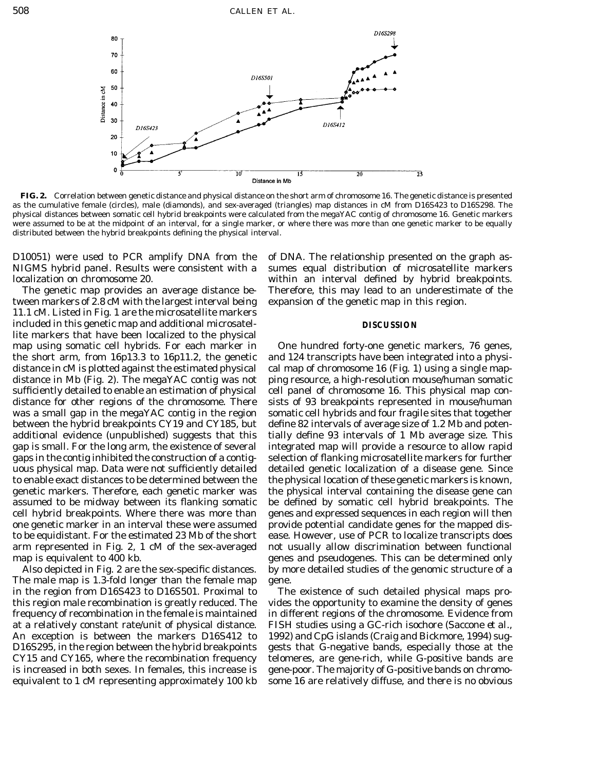**FIG. 2.** Correlation between genetic distance and physical distance on the short arm of chromosome 16. The genetic distance is presented as the cumulative female (circles), male (diamonds), and sex-averaged (triangles) map distances in cM from D16S423 to D16S298. The physical distances between somatic cell hybrid breakpoints were calculated from the megaYAC contig of chromosome 16. Genetic markers were assumed to be at the midpoint of an interval, for a single marker, or where there was more than one genetic marker to be equally distributed between the hybrid breakpoints defining the physical interval.

D10051) were used to PCR amplify DNA from the NIGMS hybrid panel. Results were consistent with a localization on chromosome 20.

The genetic map provides an average distance between markers of 2.8 cM with the largest interval being 11.1 cM. Listed in Fig. 1 are the microsatellite markers included in this genetic map and additional microsatellite markers that have been localized to the physical map using somatic cell hybrids. For each marker in the short arm, from 16p13.3 to 16p11.2, the genetic distance in cM is plotted against the estimated physical distance in Mb (Fig. 2). The megaYAC contig was not sufficiently detailed to enable an estimation of physical distance for other regions of the chromosome. There was a small gap in the megaYAC contig in the region between the hybrid breakpoints CY19 and CY185, but additional evidence (unpublished) suggests that this gap is small. For the long arm, the existence of several gaps in the contig inhibited the construction of a contiguous physical map. Data were not sufficiently detailed to enable exact distances to be determined between the genetic markers. Therefore, each genetic marker was assumed to be midway between its flanking somatic cell hybrid breakpoints. Where there was more than one genetic marker in an interval these were assumed to be equidistant. For the estimated 23 Mb of the short arm represented in Fig. 2, 1 cM of the sex-averaged map is equivalent to 400 kb.

Also depicted in Fig. 2 are the sex-specific distances. The male map is 1.3-fold longer than the female map in the region from D16S423 to D16S501. Proximal to this region male recombination is greatly reduced. The frequency of recombination in the female is maintained at a relatively constant rate/unit of physical distance. An exception is between the markers D16S412 to D16S295, in the region between the hybrid breakpoints CY15 and CY165, where the recombination frequency is increased in both sexes. In females, this increase is equivalent to 1 cM representing approximately 100 kb of DNA. The relationship presented on the graph assumes equal distribution of microsatellite markers within an interval defined by hybrid breakpoints. Therefore, this may lead to an underestimate of the expansion of the genetic map in this region.

## DISCUSSION

One hundred forty-one genetic markers, 76 genes, and 124 transcripts have been integrated into a physical map of chromosome 16 (Fig. 1) using a single mapping resource, a high-resolution mouse/human somatic cell panel of chromosome 16. This physical map consists of 93 breakpoints represented in mouse/human somatic cell hybrids and four fragile sites that together define 82 intervals of average size of 1.2 Mb and potentially define 93 intervals of 1 Mb average size. This integrated map will provide a resource to allow rapid selection of flanking microsatellite markers for further detailed genetic localization of a disease gene. Since the physical location of these genetic markers is known, the physical interval containing the disease gene can be defined by somatic cell hybrid breakpoints. The genes and expressed sequences in each region will then provide potential candidate genes for the mapped disease. However, use of PCR to localize transcripts does not usually allow discrimination between functional genes and pseudogenes. This can be determined only by more detailed studies of the genomic structure of a gene.

The existence of such detailed physical maps provides the opportunity to examine the density of genes in different regions of the chromosome. Evidence from FISH studies using a GC-rich isochore (Saccone *et al.*, 1992) and CpG islands (Craig and Bickmore, 1994) suggests that G-negative bands, especially those at the telomeres, are gene-rich, while G-positive bands are gene-poor. The majority of G-positive bands on chromosome 16 are relatively diffuse, and there is no obvious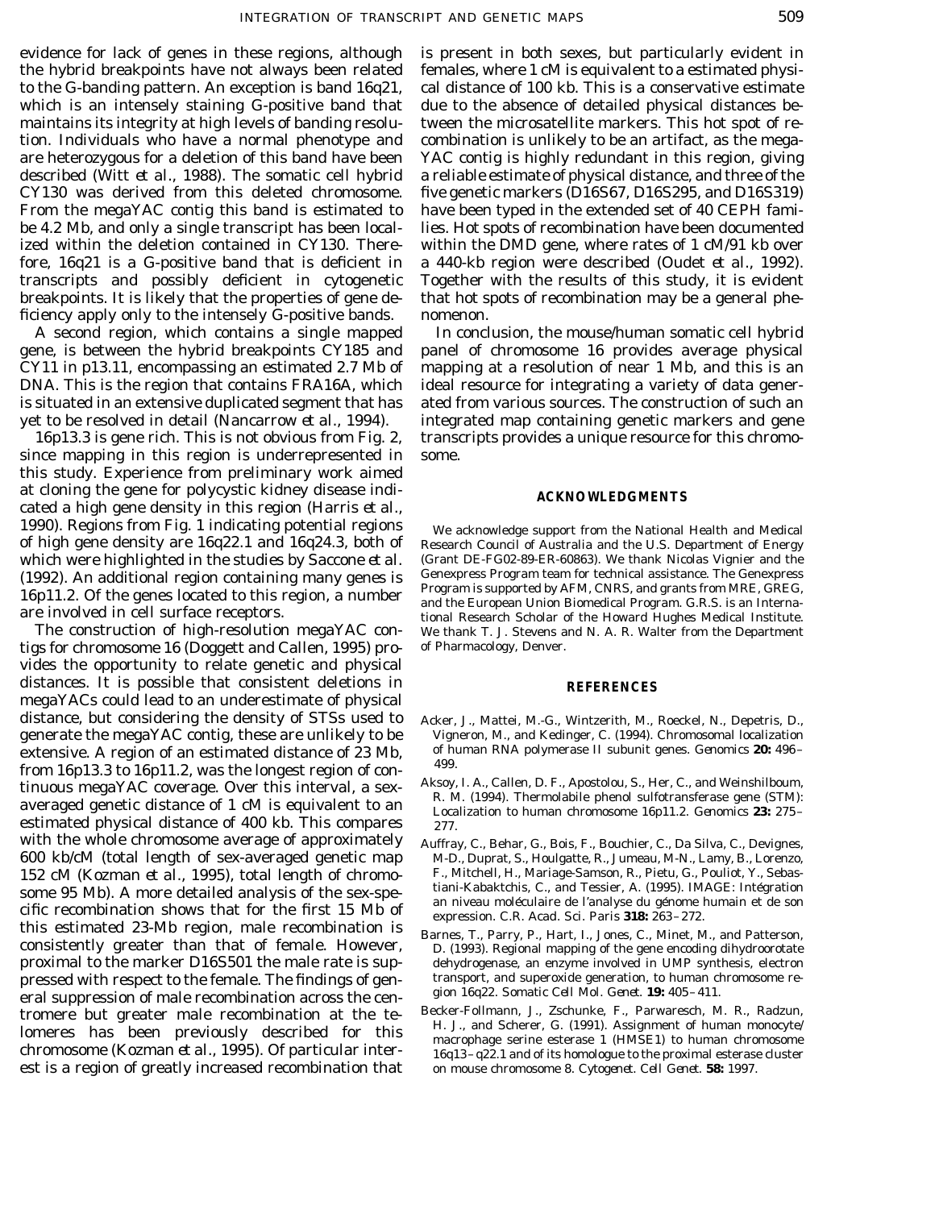evidence for lack of genes in these regions, although the hybrid breakpoints have not always been related to the G-banding pattern. An exception is band 16q21, which is an intensely staining G-positive band that maintains its integrity at high levels of banding resolution. Individuals who have a normal phenotype and are heterozygous for a deletion of this band have been described (Witt *et al.*, 1988). The somatic cell hybrid CY130 was derived from this deleted chromosome. From the megaYAC contig this band is estimated to be 4.2 Mb, and only a single transcript has been localized within the deletion contained in CY130. Therefore, 16q21 is a G-positive band that is deficient in transcripts and possibly deficient in cytogenetic breakpoints. It is likely that the properties of gene deficiency apply only to the intensely G-positive bands.

A second region, which contains a single mapped gene, is between the hybrid breakpoints CY185 and CY11 in p13.11, encompassing an estimated 2.7 Mb of DNA. This is the region that contains FRA16A, which is situated in an extensive duplicated segment that has yet to be resolved in detail (Nancarrow *et al.*, 1994).

16p13.3 is gene rich. This is not obvious from Fig. 2, since mapping in this region is underrepresented in this study. Experience from preliminary work aimed at cloning the gene for polycystic kidney disease indicated a high gene density in this region (Harris *et al.*, 1990). Regions from Fig. 1 indicating potential regions of high gene density are 16q22.1 and 16q24.3, both of which were highlighted in the studies by Saccone *et al.* (1992). An additional region containing many genes is 16p11.2. Of the genes located to this region, a number are involved in cell surface receptors.

The construction of high-resolution megaYAC contigs for chromosome 16 (Doggett and Callen, 1995) provides the opportunity to relate genetic and physical distances. It is possible that consistent deletions in megaYACs could lead to an underestimate of physical distance, but considering the density of STSs used to generate the megaYAC contig, these are unlikely to be extensive. A region of an estimated distance of 23 Mb, from 16p13.3 to 16p11.2, was the longest region of continuous megaYAC coverage. Over this interval, a sex-averaged genetic distance of 1 cM is equivalent to an estimated physical distance of 400 kb. This compares with the whole chromosome average of approximately 600 kb/cM (total length of sex-averaged genetic map 152 cM (Kozman *et al.*, 1995), total length of chromosome 95 Mb). A more detailed analysis of the sex-specific recombination shows that for the first 15 Mb of this estimated 23-Mb region, male recombination is consistently greater than that of female. However, proximal to the marker D16S501 the male rate is suppressed with respect to the female. The findings of general suppression of male recombination across the centromere but greater male recombination at the telomeres has been previously described for this chromosome (Kozman *et al.*, 1995). Of particular interest is a region of greatly increased recombination that is present in both sexes, but particularly evident in females, where 1 cM is equivalent to a estimated physical distance of 100 kb. This is a conservative estimate due to the absence of detailed physical distances between the microsatellite markers. This hot spot of recombination is unlikely to be an artifact, as the megaYAC contig is highly redundant in this region, giving a reliable estimate of physical distance, and three of the five genetic markers (D16S67, D16S295, and D16S319) have been typed in the extended set of 40 CEPH families. Hot spots of recombination have been documented within the DMD gene, where rates of 1 cM/91 kb over a 440-kb region were described (Oudet *et al.*, 1992). Together with the results of this study, it is evident that hot spots of recombination may be a general phenomenon.

In conclusion, the mouse/human somatic cell hybrid panel of chromosome 16 provides average physical mapping at a resolution of near 1 Mb, and this is an ideal resource for integrating a variety of data generated from various sources. The construction of such an integrated map containing genetic markers and gene transcripts provides a unique resource for this chromosome.

## ACKNOWLEDGMENTS

We acknowledge support from the National Health and Medical Research Council of Australia and the U.S. Department of Energy (Grant DE-FG02-89-ER-60863). We thank Nicolas Vignier and the Genexpress Program team for technical assistance. The Genexpress Program is supported by AFM, CNRS, and grants from MRE, GREG, and the European Union Biomedical Program. G.R.S. is an International Research Scholar of the Howard Hughes Medical Institute. We thank T. J. Stevens and N. A. R. Walter from the Department of Pharmacology, Denver.

## REFERENCES

Acker, J., Mattei, M.-G., Wintzerith, M., Roeckel, N., Depetris, D., Vigneron, M., and Kedinger, C. (1994). Chromosomal localization of human RNA polymerase II subunit genes. *Genomics* **20:** 496–499.

Aksoy, I. A., Callen, D. F., Apostolou, S., Her, C., and Weinshilboum, R. M. (1994). Thermolabile phenol sulfotransferase gene (STM): Localization to human chromosome 16p11.2. *Genomics* **23:** 275–277.

Auffray, C., Behar, G., Bois, F., Bouchier, C., Da Silva, C., Devignes, M-D., Duprat, S., Houlgatte, R., Jumeau, M-N., Lamy, B., Lorenzo, F., Mitchell, H., Mariage-Samson, R., Pietu, G., Pouliot, Y., Sebastiani-Kabaktchis, C., and Tessier, A. (1995). IMAGE: Intégration an niveau moléculaire de l'analyse du génome humain et de son expression. *C.R. Acad. Sci. Paris* **318:** 263–272.

Barnes, T., Parry, P., Hart, I., Jones, C., Minet, M., and Patterson, D. (1993). Regional mapping of the gene encoding dihydroorotate dehydrogenase, an enzyme involved in UMP synthesis, electron transport, and superoxide generation, to human chromosome region 16q22. *Somatic Cell Mol. Genet.* **19:** 405–411.

Becker-Follmann, J., Zschunke, F., Parwaresch, M. R., Radzun, H. J., and Scherer, G. (1991). Assignment of human monocyte/macrophage serine esterase 1 (HMSE1) to human chromosome 16q13–q22.1 and of its homologue to the proximal esterase cluster on mouse chromosome 8. *Cytogenet. Cell Genet.* **58:** 1997.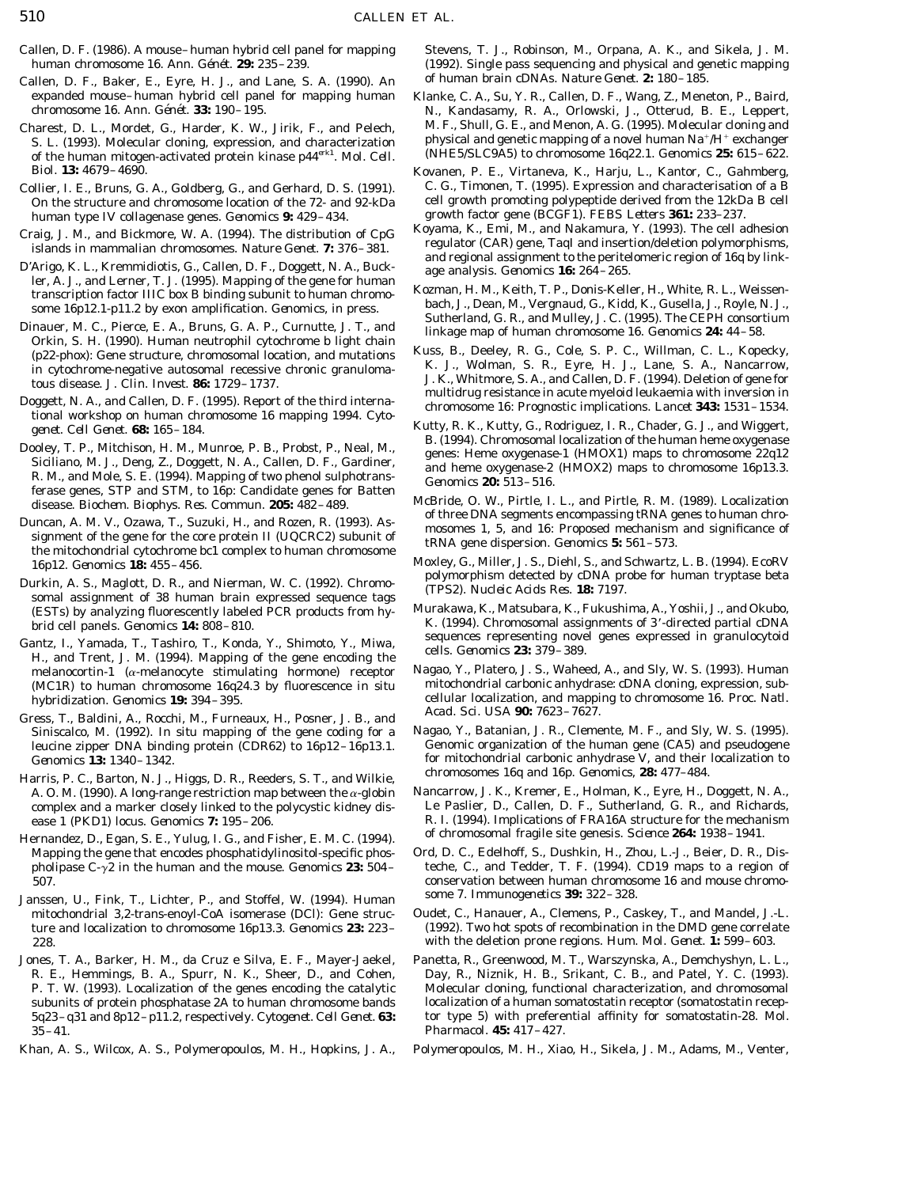Callen, D. F. (1986). A mouse–human hybrid cell panel for mapping human chromosome 16. *Ann. Génét.* **29:** 235–239.

Callen, D. F., Baker, E., Eyre, H. J., and Lane, S. A. (1990). An expanded mouse–human hybrid cell panel for mapping human chromosome 16. *Ann. Génét.* **33:** 190–195.

Charest, D. L., Mordet, G., Harder, K. W., Jirik, F., and Pelech, S. L. (1993). Molecular cloning, expression, and characterization of the human mitogen-activated protein kinase p44$^{erk1}$. *Mol. Cell. Biol.* **13:** 4679–4690.

Collier, I. E., Bruns, G. A., Goldberg, G., and Gerhard, D. S. (1991). On the structure and chromosome location of the 72- and 92-kDa human type IV collagenase genes. *Genomics* **9:** 429–434.

Craig, J. M., and Bickmore, W. A. (1994). The distribution of CpG islands in mammalian chromosomes. *Nature Genet.* **7:** 376–381.

D'Arigo, K. L., Kremmidiotis, G., Callen, D. F., Doggett, N. A., Buckler, A. J., and Lerner, T. J. (1995). Mapping of the gene for human transcription factor IIIC box B binding subunit to human chromosome 16p12.1-p11.2 by exon amplification. *Genomics,* in press.

Dinauer, M. C., Pierce, E. A., Bruns, G. A. P., Curnutte, J. T., and Orkin, S. H. (1990). Human neutrophil cytochrome b light chain (p22-phox): Gene structure, chromosomal location, and mutations in cytochrome-negative autosomal recessive chronic granulomatous disease. *J. Clin. Invest.* **86:** 1729–1737.

Doggett, N. A., and Callen, D. F. (1995). Report of the third international workshop on human chromosome 16 mapping 1994. *Cytogenet. Cell Genet.* **68:** 165–184.

Dooley, T. P., Mitchison, H. M., Munroe, P. B., Probst, P., Neal, M., Siciliano, M. J., Deng, Z., Doggett, N. A., Callen, D. F., Gardiner, R. M., and Mole, S. E. (1994). Mapping of two phenol sulphotransferase genes, STP and STM, to 16p: Candidate genes for Batten disease. *Biochem. Biophys. Res. Commun.* **205:** 482–489.

Duncan, A. M. V., Ozawa, T., Suzuki, H., and Rozen, R. (1993). Assignment of the gene for the core protein II (UQCRC2) subunit of the mitochondrial cytochrome bc1 complex to human chromosome 16p12. *Genomics* **18:** 455–456.

Durkin, A. S., Maglott, D. R., and Nierman, W. C. (1992). Chromosomal assignment of 38 human brain expressed sequence tags (ESTs) by analyzing fluorescently labeled PCR products from hybrid cell panels. *Genomics* **14:** 808–810.

Gantz, I., Yamada, T., Tashiro, T., Konda, Y., Shimoto, Y., Miwa, H., and Trent, J. M. (1994). Mapping of the gene encoding the melanocortin-1 (α-melanocyte stimulating hormone) receptor (MC1R) to human chromosome 16q24.3 by fluorescence in situ hybridization. *Genomics* **19:** 394–395.

Gress, T., Baldini, A., Rocchi, M., Furneaux, H., Posner, J. B., and Siniscalco, M. (1992). In situ mapping of the gene coding for a leucine zipper DNA binding protein (CDR62) to 16p12–16p13.1. *Genomics* **13:** 1340–1342.

Harris, P. C., Barton, N. J., Higgs, D. R., Reeders, S. T., and Wilkie, A. O. M. (1990). A long-range restriction map between the α-globin complex and a marker closely linked to the polycystic kidney disease 1 (PKD1) locus. *Genomics* **7:** 195–206.

Hernandez, D., Egan, S. E., Yulug, I. G., and Fisher, E. M. C. (1994). Mapping the gene that encodes phosphatidylinositol-specific phospholipase C-γ2 in the human and the mouse. *Genomics* **23:** 504–507.

Janssen, U., Fink, T., Lichter, P., and Stoffel, W. (1994). Human mitochondrial 3,2-*trans*-enoyl-CoA isomerase (DCI): Gene structure and localization to chromosome 16p13.3. *Genomics* **23:** 223–228.

Jones, T. A., Barker, H. M., da Cruz e Silva, E. F., Mayer-Jaekel, R. E., Hemmings, B. A., Spurr, N. K., Sheer, D., and Cohen, P. T. W. (1993). Localization of the genes encoding the catalytic subunits of protein phosphatase 2A to human chromosome bands 5q23–q31 and 8p12–p11.2, respectively. *Cytogenet. Cell Genet.* **63:** 35–41.

Khan, A. S., Wilcox, A. S., Polymeropoulos, M. H., Hopkins, J. A., Stevens, T. J., Robinson, M., Orpana, A. K., and Sikela, J. M. (1992). Single pass sequencing and physical and genetic mapping of human brain cDNAs. *Nature Genet.* **2:** 180–185.

Klanke, C. A., Su, Y. R., Callen, D. F., Wang, Z., Meneton, P., Baird, N., Kandasamy, R. A., Orlowski, J., Otterud, B. E., Leppert, M. F., Shull, G. E., and Menon, A. G. (1995). Molecular cloning and physical and genetic mapping of a novel human $Na^+/H^+$ exchanger (NHE5/SLC9A5) to chromosome 16q22.1. *Genomics* **25:** 615–622.

Kovanen, P. E., Virtaneva, K., Harju, L., Kantor, C., Gahmberg, C. G., Timonen, T. (1995). Expression and characterisation of a B cell growth promoting polypeptide derived from the 12kDa B cell growth factor gene (BCGF1). *FEBS Letters* **361:** 233–237.

Koyama, K., Emi, M., and Nakamura, Y. (1993). The cell adhesion regulator (CAR) gene, TaqI and insertion/deletion polymorphisms, and regional assignment to the peritelomeric region of 16q by linkage analysis. *Genomics* **16:** 264–265.

Kozman, H. M., Keith, T. P., Donis-Keller, H., White, R. L., Weissenbach, J., Dean, M., Vergnaud, G., Kidd, K., Gusella, J., Royle, N. J., Sutherland, G. R., and Mulley, J. C. (1995). The CEPH consortium linkage map of human chromosome 16. *Genomics* **24:** 44–58.

Kuss, B., Deeley, R. G., Cole, S. P. C., Willman, C. L., Kopecky, K. J., Wolman, S. R., Eyre, H. J., Lane, S. A., Nancarrow, J. K., Whitmore, S. A., and Callen, D. F. (1994). Deletion of gene for multidrug resistance in acute myeloid leukaemia with inversion in chromosome 16: Prognostic implications. *Lancet* **343:** 1531–1534.

Kutty, R. K., Kutty, G., Rodriguez, I. R., Chader, G. J., and Wiggert, B. (1994). Chromosomal localization of the human heme oxygenase genes: Heme oxygenase-1 (HMOX1) maps to chromosome 22q12 and heme oxygenase-2 (HMOX2) maps to chromosome 16p13.3. *Genomics* **20:** 513–516.

McBride, O. W., Pirtle, I. L., and Pirtle, R. M. (1989). Localization of three DNA segments encompassing tRNA genes to human chromosomes 1, 5, and 16: Proposed mechanism and significance of tRNA gene dispersion. *Genomics* **5:** 561–573.

Moxley, G., Miller, J. S., Diehl, S., and Schwartz, L. B. (1994). EcoRV polymorphism detected by cDNA probe for human tryptase beta (TPS2). *Nucleic Acids Res.* **18:** 7197.

Murakawa, K., Matsubara, K., Fukushima, A., Yoshii, J., and Okubo, K. (1994). Chromosomal assignments of 3′-directed partial cDNA sequences representing novel genes expressed in granulocytoid cells. *Genomics* **23:** 379–389.

Nagao, Y., Platero, J. S., Waheed, A., and Sly, W. S. (1993). Human mitochondrial carbonic anhydrase: cDNA cloning, expression, subcellular localization, and mapping to chromosome 16. *Proc. Natl. Acad. Sci. USA* **90:** 7623–7627.

Nagao, Y., Batanian, J. R., Clemente, M. F., and Sly, W. S. (1995). Genomic organization of the human gene (CA5) and pseudogene for mitochondrial carbonic anhydrase V, and their localization to chromosomes 16q and 16p. *Genomics,* **28:** 477–484.

Nancarrow, J. K., Kremer, E., Holman, K., Eyre, H., Doggett, N. A., Le Paslier, D., Callen, D. F., Sutherland, G. R., and Richards, R. I. (1994). Implications of FRA16A structure for the mechanism of chromosomal fragile site genesis. *Science* **264:** 1938–1941.

Ord, D. C., Edelhoff, S., Dushkin, H., Zhou, L.-J., Beier, D. R., Disteche, C., and Tedder, T. F. (1994). CD19 maps to a region of conservation between human chromosome 16 and mouse chromosome 7. *Immunogenetics* **39:** 322–328.

Oudet, C., Hanauer, A., Clemens, P., Caskey, T., and Mandel, J.-L. (1992). Two hot spots of recombination in the DMD gene correlate with the deletion prone regions. *Hum. Mol. Genet.* **1:** 599–603.

Panetta, R., Greenwood, M. T., Warszynska, A., Demchyshyn, L. L., Day, R., Niznik, H. B., Srikant, C. B., and Patel, Y. C. (1993). Molecular cloning, functional characterization, and chromosomal localization of a human somatostatin receptor (somatostatin receptor type 5) with preferential affinity for somatostatin-28. *Mol. Pharmacol.* **45:** 417–427.

Polymeropoulos, M. H., Xiao, H., Sikela, J. M., Adams, M., Venter,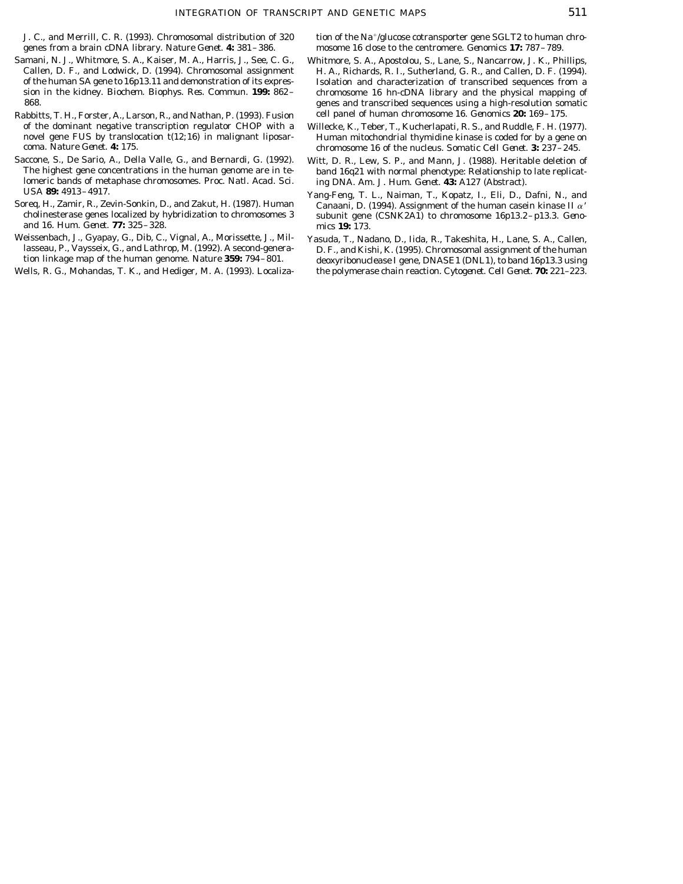J. C., and Merrill, C. R. (1993). Chromosomal distribution of 320 genes from a brain cDNA library. *Nature Genet.* **4:** 381–386.

Samani, N. J., Whitmore, S. A., Kaiser, M. A., Harris, J., See, C. G., Callen, D. F., and Lodwick, D. (1994). Chromosomal assignment of the human SA gene to 16p13.11 and demonstration of its expression in the kidney. *Biochem. Biophys. Res. Commun.* **199:** 862–868.

Rabbitts, T. H., Forster, A., Larson, R., and Nathan, P. (1993). Fusion of the dominant negative transcription regulator CHOP with a novel gene FUS by translocation t(12;16) in malignant liposarcoma. *Nature Genet.* **4:** 175.

Saccone, S., De Sario, A., Della Valle, G., and Bernardi, G. (1992). The highest gene concentrations in the human genome are in telomeric bands of metaphase chromosomes. *Proc. Natl. Acad. Sci. USA* **89:** 4913–4917.

Soreq, H., Zamir, R., Zevin-Sonkin, D., and Zakut, H. (1987). Human cholinesterase genes localized by hybridization to chromosomes 3 and 16. *Hum. Genet.* **77:** 325–328.

Weissenbach, J., Gyapay, G., Dib, C., Vignal, A., Morissette, J., Millasseau, P., Vaysseix, G., and Lathrop, M. (1992). A second-generation linkage map of the human genome. *Nature* **359:** 794–801.

Wells, R. G., Mohandas, T. K., and Hediger, M. A. (1993). Localization of the $Na^+$/glucose cotransporter gene SGLT2 to human chromosome 16 close to the centromere. *Genomics* **17:** 787–789.

Whitmore, S. A., Apostolou, S., Lane, S., Nancarrow, J. K., Phillips, H. A., Richards, R. I., Sutherland, G. R., and Callen, D. F. (1994). Isolation and characterization of transcribed sequences from a chromosome 16 hn-cDNA library and the physical mapping of genes and transcribed sequences using a high-resolution somatic cell panel of human chromosome 16. *Genomics* **20:** 169–175.

Willecke, K., Teber, T., Kucherlapati, R. S., and Ruddle, F. H. (1977). Human mitochondrial thymidine kinase is coded for by a gene on chromosome 16 of the nucleus. *Somatic Cell Genet.* **3:** 237–245.

Witt, D. R., Lew, S. P., and Mann, J. (1988). Heritable deletion of band 16q21 with normal phenotype: Relationship to late replicating DNA. *Am. J. Hum. Genet.* **43:** A127 (Abstract).

Yang-Feng, T. L., Naiman, T., Kopatz, I., Eli, D., Dafni, N., and Canaani, D. (1994). Assignment of the human casein kinase II $\alpha'$ subunit gene (CSNK2A1) to chromosome 16p13.2–p13.3. *Genomics* **19:** 173.

Yasuda, T., Nadano, D., Iida, R., Takeshita, H., Lane, S. A., Callen, D. F., and Kishi, K. (1995). Chromosomal assignment of the human deoxyribonuclease I gene, DNASE1 (DNL1), to band 16p13.3 using the polymerase chain reaction. *Cytogenet. Cell Genet.* **70:** 221–223.